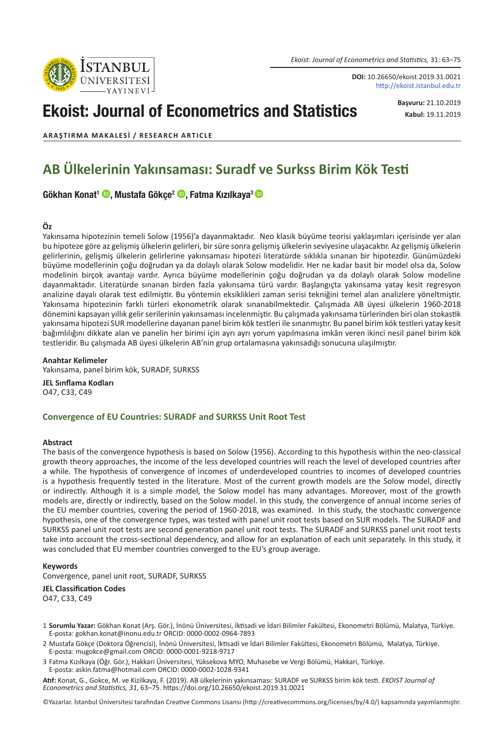**DOI:** 10.26650/ekoist.2019.31.0021
http://ekoist.istanbul.edu.tr

# Ekoist: Journal of Econometrics and Statistics

**Başvuru:** 21.10.2019
**Kabul:** 19.11.2019

**ARAŞTIRMA MAKALESİ / RESEARCH ARTICLE**

# AB Ülkelerinin Yakınsaması: Suradf ve Surkss Birim Kök Testi

**Gökhan Konat[1], Mustafa Gökçe[2], Fatma Kızılkaya[3]**

### Öz

Yakınsama hipotezinin temeli Solow (1956)'a dayanmaktadır. Neo klasik büyüme teorisi yaklaşımları içerisinde yer alan bu hipoteze göre az gelişmiş ülkelerin gelirleri, bir süre sonra gelişmiş ülkelerin seviyesine ulaşacaktır. Az gelişmiş ülkelerin gelirlerinin, gelişmiş ülkelerin gelirlerine yakınsaması hipotezi literatürde sıklıkla sınanan bir hipotezdir. Günümüzdeki büyüme modellerinin çoğu doğrudan ya da dolaylı olarak Solow modelidir. Her ne kadar basit bir model olsa da, Solow modelinin birçok avantajı vardır. Ayrıca büyüme modellerinin çoğu doğrudan ya da dolaylı olarak Solow modeline dayanmaktadır. Literatürde sınanan birden fazla yakınsama türü vardır. Başlangıçta yakınsama yatay kesit regresyon analizine dayalı olarak test edilmiştir. Bu yöntemin eksiklikleri zaman serisi tekniğini temel alan analizlere yöneltmiştir. Yakınsama hipotezinin farklı türleri ekonometrik olarak sınanabilmektedir. Çalışmada AB üyesi ülkelerin 1960-2018 dönemini kapsayan yıllık gelir serilerinin yakınsaması incelenmiştir. Bu çalışmada yakınsama türlerinden biri olan stokastik yakınsama hipotezi SUR modellerine dayanan panel birim kök testleri ile sınanmıştır. Bu panel birim kök testleri yatay kesit bağımlılığını dikkate alan ve panelin her birimi için ayrı ayrı yorum yapılmasına imkân veren ikinci nesil panel birim kök testleridir. Bu çalışmada AB üyesi ülkelerin AB'nin grup ortalamasına yakınsadığı sonucuna ulaşılmıştır.

**Anahtar Kelimeler**
Yakınsama, panel birim kök, SURADF, SURKSS

**JEL Sınflama Kodları**
O47, C33, C49

## Convergence of EU Countries: SURADF and SURKSS Unit Root Test

### Abstract

The basis of the convergence hypothesis is based on Solow (1956). According to this hypothesis within the neo-classical growth theory approaches, the income of the less developed countries will reach the level of developed countries after a while. The hypothesis of convergence of incomes of underdeveloped countries to incomes of developed countries is a hypothesis frequently tested in the literature. Most of the current growth models are the Solow model, directly or indirectly. Although it is a simple model, the Solow model has many advantages. Moreover, most of the growth models are, directly or indirectly, based on the Solow model. In this study, the convergence of annual income series of the EU member countries, covering the period of 1960-2018, was examined. In this study, the stochastic convergence hypothesis, one of the convergence types, was tested with panel unit root tests based on SUR models. The SURADF and SURKSS panel unit root tests are second generation panel unit root tests. The SURADF and SURKSS panel unit root tests take into account the cross-sectional dependency, and allow for an explanation of each unit separately. In this study, it was concluded that EU member countries converged to the EU's group average.

**Keywords**
Convergence, panel unit root, SURADF, SURKSS

**JEL Classification Codes**
O47, C33, C49

1 **Sorumlu Yazar:** Gökhan Konat (Arş. Gör.), İnönü Üniversitesi, İktisadi ve İdari Bilimler Fakültesi, Ekonometri Bölümü, Malatya, Türkiye. E-posta: gokhan.konat@inonu.edu.tr ORCID: 0000-0002-0964-7893

2 Mustafa Gökçe (Doktora Öğrencisi), İnönü Üniversitesi, İktisadi ve İdari Bilimler Fakültesi, Ekonometri Bölümü, Malatya, Türkiye. E-posta: mugokce@gmail.com ORCID: 0000-0001-9218-9717

3 Fatma Kızılkaya (Öğr. Gör.), Hakkari Üniversitesi, Yüksekova MYO, Muhasebe ve Vergi Bölümü, Hakkari, Türkiye. E-posta: askin.fatma@hotmail.com ORCID: 0000-0002-1028-9341

**Atıf:** Konat, G., Gokce, M. ve Kizilkaya, F. (2019). AB ülkelerinin yakınsaması: SURADF ve SURKSS birim kök testi. *EKOIST Journal of Econometrics and Statistics, 31*, 63–75. https://doi.org/10.26650/ekoist.2019.31.0021

©Yazarlar. İstanbul Üniversitesi tarafından Creative Commons Lisansı (http://creativecommons.org/licenses/by/4.0/) kapsamında yayımlanmıştır.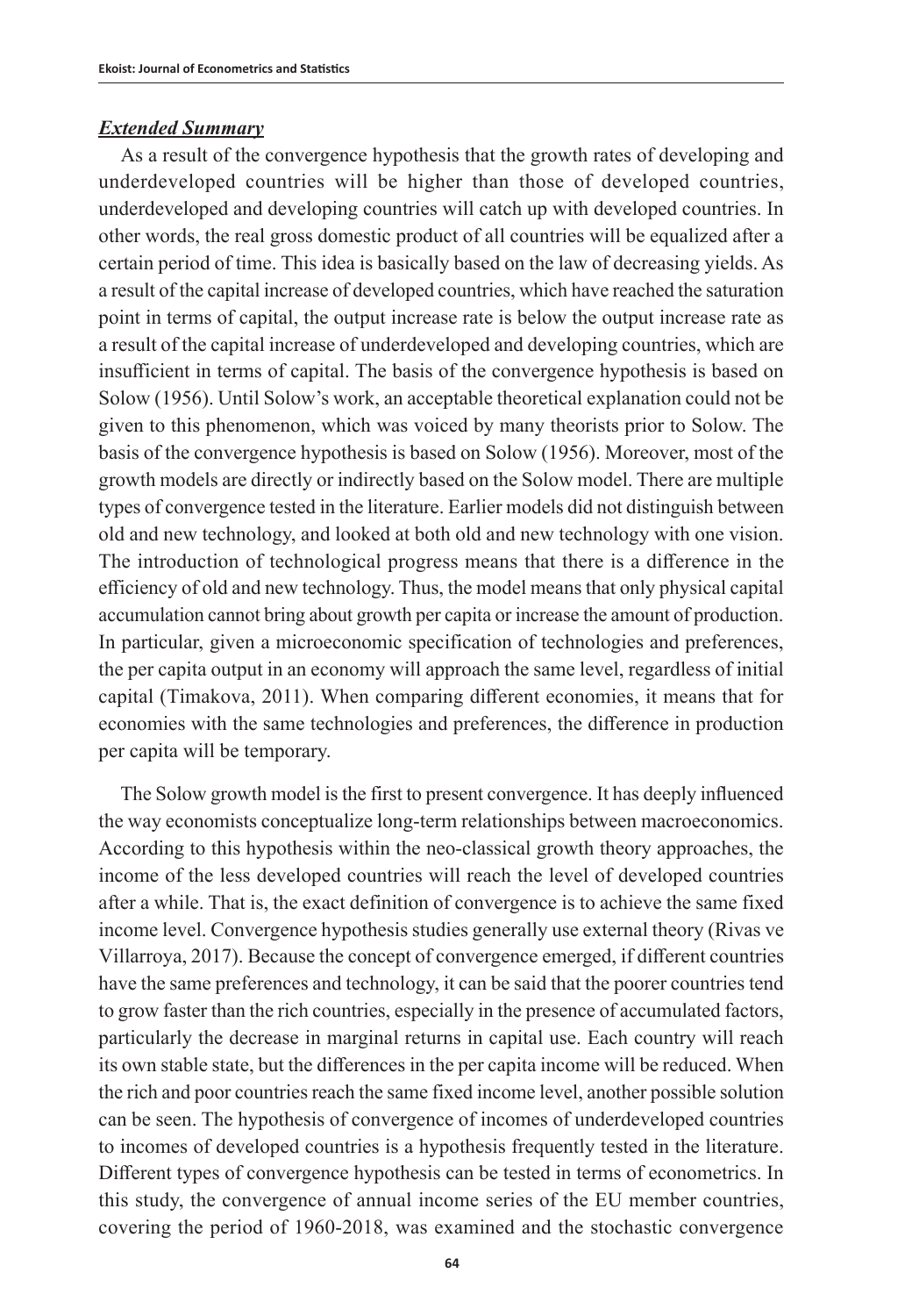***Extended Summary***

As a result of the convergence hypothesis that the growth rates of developing and underdeveloped countries will be higher than those of developed countries, underdeveloped and developing countries will catch up with developed countries. In other words, the real gross domestic product of all countries will be equalized after a certain period of time. This idea is basically based on the law of decreasing yields. As a result of the capital increase of developed countries, which have reached the saturation point in terms of capital, the output increase rate is below the output increase rate as a result of the capital increase of underdeveloped and developing countries, which are insufficient in terms of capital. The basis of the convergence hypothesis is based on Solow (1956). Until Solow's work, an acceptable theoretical explanation could not be given to this phenomenon, which was voiced by many theorists prior to Solow. The basis of the convergence hypothesis is based on Solow (1956). Moreover, most of the growth models are directly or indirectly based on the Solow model. There are multiple types of convergence tested in the literature. Earlier models did not distinguish between old and new technology, and looked at both old and new technology with one vision. The introduction of technological progress means that there is a difference in the efficiency of old and new technology. Thus, the model means that only physical capital accumulation cannot bring about growth per capita or increase the amount of production. In particular, given a microeconomic specification of technologies and preferences, the per capita output in an economy will approach the same level, regardless of initial capital (Timakova, 2011). When comparing different economies, it means that for economies with the same technologies and preferences, the difference in production per capita will be temporary.

The Solow growth model is the first to present convergence. It has deeply influenced the way economists conceptualize long-term relationships between macroeconomics. According to this hypothesis within the neo-classical growth theory approaches, the income of the less developed countries will reach the level of developed countries after a while. That is, the exact definition of convergence is to achieve the same fixed income level. Convergence hypothesis studies generally use external theory (Rivas ve Villarroya, 2017). Because the concept of convergence emerged, if different countries have the same preferences and technology, it can be said that the poorer countries tend to grow faster than the rich countries, especially in the presence of accumulated factors, particularly the decrease in marginal returns in capital use. Each country will reach its own stable state, but the differences in the per capita income will be reduced. When the rich and poor countries reach the same fixed income level, another possible solution can be seen. The hypothesis of convergence of incomes of underdeveloped countries to incomes of developed countries is a hypothesis frequently tested in the literature. Different types of convergence hypothesis can be tested in terms of econometrics. In this study, the convergence of annual income series of the EU member countries, covering the period of 1960-2018, was examined and the stochastic convergence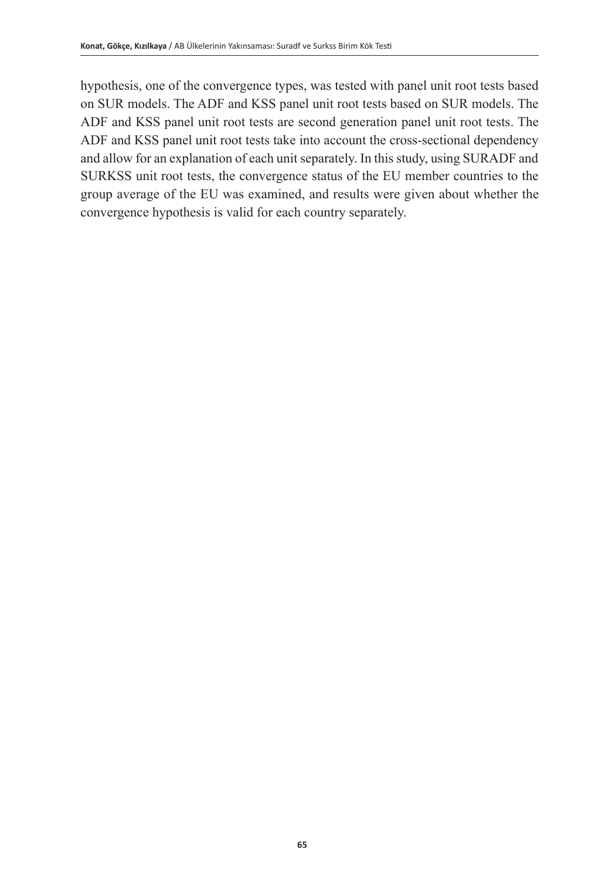hypothesis, one of the convergence types, was tested with panel unit root tests based on SUR models. The ADF and KSS panel unit root tests based on SUR models. The ADF and KSS panel unit root tests are second generation panel unit root tests. The ADF and KSS panel unit root tests take into account the cross-sectional dependency and allow for an explanation of each unit separately. In this study, using SURADF and SURKSS unit root tests, the convergence status of the EU member countries to the group average of the EU was examined, and results were given about whether the convergence hypothesis is valid for each country separately.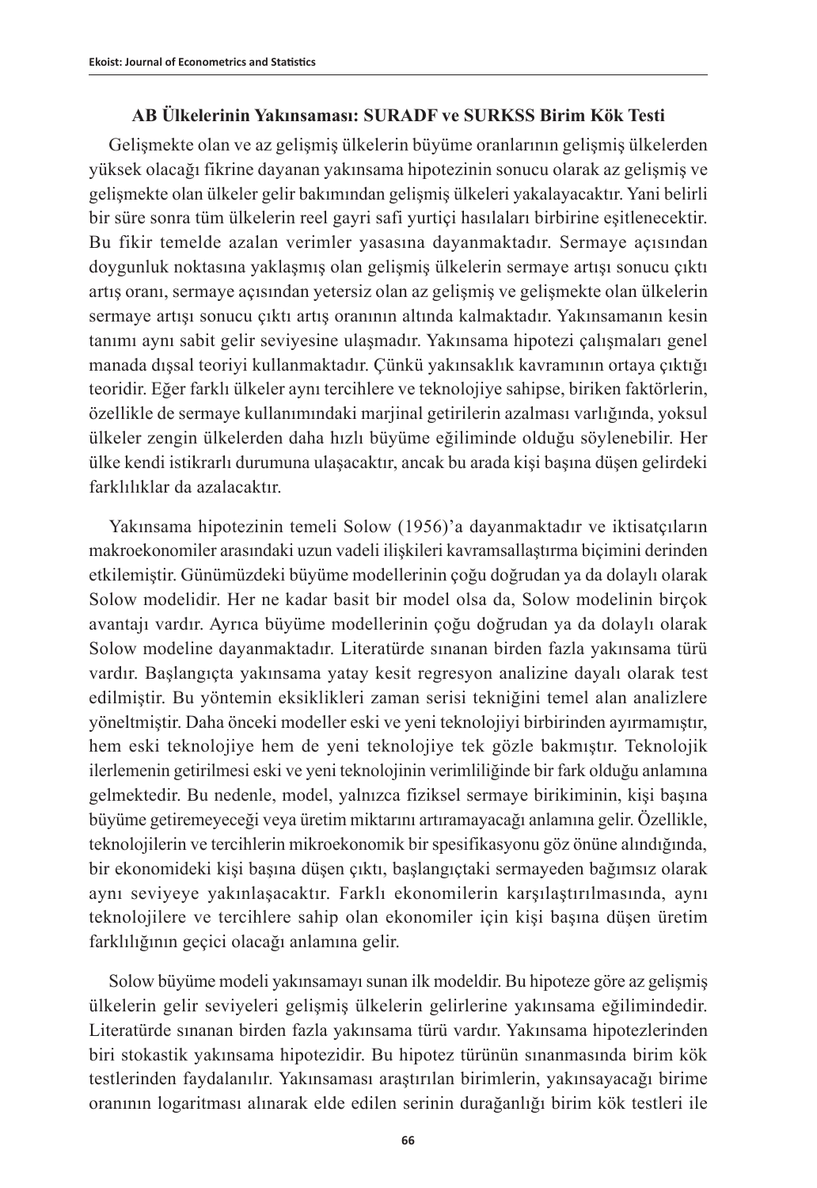## AB Ülkelerinin Yakınsaması: SURADF ve SURKSS Birim Kök Testi

Gelişmekte olan ve az gelişmiş ülkelerin büyüme oranlarının gelişmiş ülkelerden yüksek olacağı fikrine dayanan yakınsama hipotezinin sonucu olarak az gelişmiş ve gelişmekte olan ülkeler gelir bakımından gelişmiş ülkeleri yakalayacaktır. Yani belirli bir süre sonra tüm ülkelerin reel gayri safi yurtiçi hasılaları birbirine eşitlenecektir. Bu fikir temelde azalan verimler yasasına dayanmaktadır. Sermaye açısından doygunluk noktasına yaklaşmış olan gelişmiş ülkelerin sermaye artışı sonucu çıktı artış oranı, sermaye açısından yetersiz olan az gelişmiş ve gelişmekte olan ülkelerin sermaye artışı sonucu çıktı artış oranının altında kalmaktadır. Yakınsamanın kesin tanımı aynı sabit gelir seviyesine ulaşmadır. Yakınsama hipotezi çalışmaları genel manada dışsal teoriyi kullanmaktadır. Çünkü yakınsaklık kavramının ortaya çıktığı teoridir. Eğer farklı ülkeler aynı tercihlere ve teknolojiye sahipse, biriken faktörlerin, özellikle de sermaye kullanımındaki marjinal getirilerin azalması varlığında, yoksul ülkeler zengin ülkelerden daha hızlı büyüme eğiliminde olduğu söylenebilir. Her ülke kendi istikrarlı durumuna ulaşacaktır, ancak bu arada kişi başına düşen gelirdeki farklılıklar da azalacaktır.

Yakınsama hipotezinin temeli Solow (1956)'a dayanmaktadır ve iktisatçıların makroekonomiler arasındaki uzun vadeli ilişkileri kavramsallaştırma biçimini derinden etkilemiştir. Günümüzdeki büyüme modellerinin çoğu doğrudan ya da dolaylı olarak Solow modelidir. Her ne kadar basit bir model olsa da, Solow modelinin birçok avantajı vardır. Ayrıca büyüme modellerinin çoğu doğrudan ya da dolaylı olarak Solow modeline dayanmaktadır. Literatürde sınanan birden fazla yakınsama türü vardır. Başlangıçta yakınsama yatay kesit regresyon analizine dayalı olarak test edilmiştir. Bu yöntemin eksiklikleri zaman serisi tekniğini temel alan analizlere yöneltmiştir. Daha önceki modeller eski ve yeni teknolojiyi birbirinden ayırmamıştır, hem eski teknolojiye hem de yeni teknolojiye tek gözle bakmıştır. Teknolojik ilerlemenin getirilmesi eski ve yeni teknolojinin verimliliğinde bir fark olduğu anlamına gelmektedir. Bu nedenle, model, yalnızca fiziksel sermaye birikiminin, kişi başına büyüme getiremeyeceği veya üretim miktarını artıramayacağı anlamına gelir. Özellikle, teknolojilerin ve tercihlerin mikroekonomik bir spesifikasyonu göz önüne alındığında, bir ekonomideki kişi başına düşen çıktı, başlangıçtaki sermayeden bağımsız olarak aynı seviyeye yakınlaşacaktır. Farklı ekonomilerin karşılaştırılmasında, aynı teknolojilere ve tercihlere sahip olan ekonomiler için kişi başına düşen üretim farklılığının geçici olacağı anlamına gelir.

Solow büyüme modeli yakınsamayı sunan ilk modeldir. Bu hipoteze göre az gelişmiş ülkelerin gelir seviyeleri gelişmiş ülkelerin gelirlerine yakınsama eğilimindedir. Literatürde sınanan birden fazla yakınsama türü vardır. Yakınsama hipotezlerinden biri stokastik yakınsama hipotezidir. Bu hipotez türünün sınanmasında birim kök testlerinden faydalanılır. Yakınsaması araştırılan birimlerin, yakınsayacağı birime oranının logaritması alınarak elde edilen serinin durağanlığı birim kök testleri ile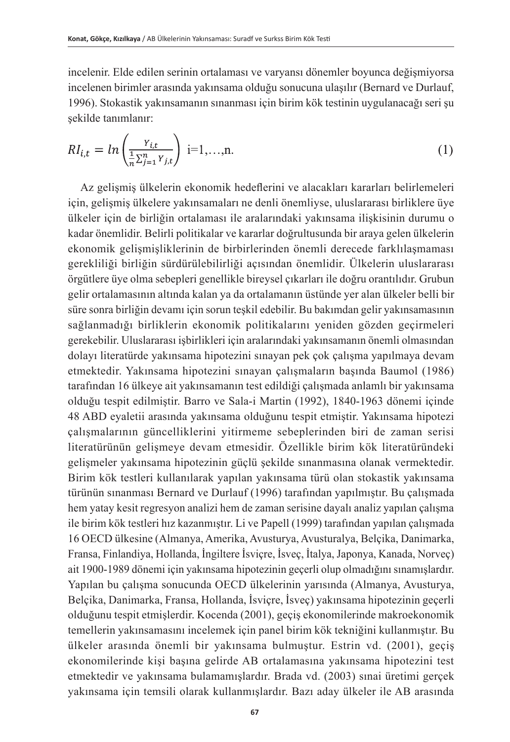incelenir. Elde edilen serinin ortalaması ve varyansı dönemler boyunca değişmiyorsa incelenen birimler arasında yakınsama olduğu sonucuna ulaşılır (Bernard ve Durlauf, 1996). Stokastik yakınsamanın sınanması için birim kök testinin uygulanacağı seri şu şekilde tanımlanır:

$$RI_{i,t} = ln\left(\frac{Y_{i,t}}{\frac{1}{n}\sum_{j=1}^{n} Y_{j,t}}\right) \quad \text{i=1,…,n.} \tag{1}$$

Az gelişmiş ülkelerin ekonomik hedeflerini ve alacakları kararları belirlemeleri için, gelişmiş ülkelere yakınsamaları ne denli önemliyse, uluslararası birliklere üye ülkeler için de birliğin ortalaması ile aralarındaki yakınsama ilişkisinin durumu o kadar önemlidir. Belirli politikalar ve kararlar doğrultusunda bir araya gelen ülkelerin ekonomik gelişmişliklerinin de birbirlerinden önemli derecede farklılaşmaması gerekliliği birliğin sürdürülebilirliği açısından önemlidir. Ülkelerin uluslararası örgütlere üye olma sebepleri genellikle bireysel çıkarları ile doğru orantılıdır. Grubun gelir ortalamasının altında kalan ya da ortalamanın üstünde yer alan ülkeler belli bir süre sonra birliğin devamı için sorun teşkil edebilir. Bu bakımdan gelir yakınsamasının sağlanmadığı birliklerin ekonomik politikalarını yeniden gözden geçirmeleri gerekebilir. Uluslararası işbirlikleri için aralarındaki yakınsamanın önemli olmasından dolayı literatürde yakınsama hipotezini sınayan pek çok çalışma yapılmaya devam etmektedir. Yakınsama hipotezini sınayan çalışmaların başında Baumol (1986) tarafından 16 ülkeye ait yakınsamanın test edildiği çalışmada anlamlı bir yakınsama olduğu tespit edilmiştir. Barro ve Sala-i Martin (1992), 1840-1963 dönemi içinde 48 ABD eyaletii arasında yakınsama olduğunu tespit etmiştir. Yakınsama hipotezi çalışmalarının güncelliklerini yitirmeme sebeplerinden biri de zaman serisi literatürünün gelişmeye devam etmesidir. Özellikle birim kök literatüründeki gelişmeler yakınsama hipotezinin güçlü şekilde sınanmasına olanak vermektedir. Birim kök testleri kullanılarak yapılan yakınsama türü olan stokastik yakınsama türünün sınanması Bernard ve Durlauf (1996) tarafından yapılmıştır. Bu çalışmada hem yatay kesit regresyon analizi hem de zaman serisine dayalı analiz yapılan çalışma ile birim kök testleri hız kazanmıştır. Li ve Papell (1999) tarafından yapılan çalışmada 16 OECD ülkesine (Almanya, Amerika, Avusturya, Avusturalya, Belçika, Danimarka, Fransa, Finlandiya, Hollanda, İngiltere İsviçre, İsveç, İtalya, Japonya, Kanada, Norveç) ait 1900-1989 dönemi için yakınsama hipotezinin geçerli olup olmadığını sınamışlardır. Yapılan bu çalışma sonucunda OECD ülkelerinin yarısında (Almanya, Avusturya, Belçika, Danimarka, Fransa, Hollanda, İsviçre, İsveç) yakınsama hipotezinin geçerli olduğunu tespit etmişlerdir. Kocenda (2001), geçiş ekonomilerinde makroekonomik temellerin yakınsamasını incelemek için panel birim kök tekniğini kullanmıştır. Bu ülkeler arasında önemli bir yakınsama bulmuştur. Estrin vd. (2001), geçiş ekonomilerinde kişi başına gelirde AB ortalamasına yakınsama hipotezini test etmektedir ve yakınsama bulamamışlardır. Brada vd. (2003) sınai üretimi gerçek yakınsama için temsili olarak kullanmışlardır. Bazı aday ülkeler ile AB arasında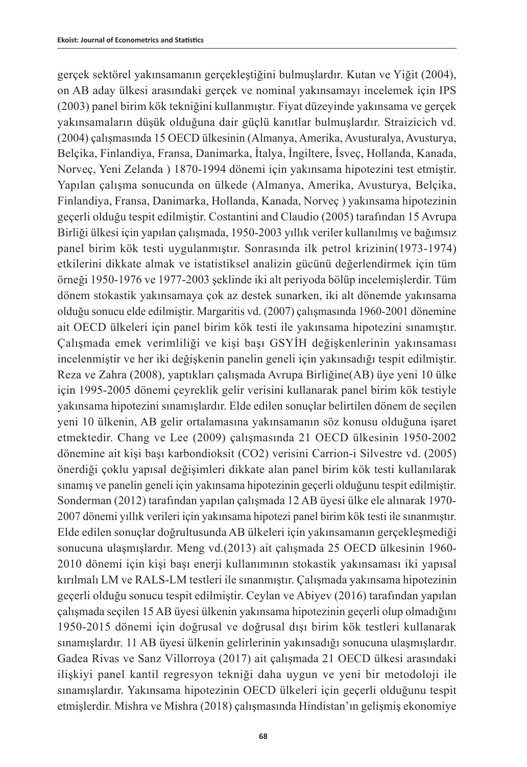gerçek sektörel yakınsamanın gerçekleştiğini bulmuşlardır. Kutan ve Yiğit (2004), on AB aday ülkesi arasındaki gerçek ve nominal yakınsamayı incelemek için IPS (2003) panel birim kök tekniğini kullanmıştır. Fiyat düzeyinde yakınsama ve gerçek yakınsamaların düşük olduğuna dair güçlü kanıtlar bulmuşlardır. Straizicich vd. (2004) çalışmasında 15 OECD ülkesinin (Almanya, Amerika, Avusturalya, Avusturya, Belçika, Finlandiya, Fransa, Danimarka, İtalya, İngiltere, İsveç, Hollanda, Kanada, Norveç, Yeni Zelanda ) 1870-1994 dönemi için yakınsama hipotezini test etmiştir. Yapılan çalışma sonucunda on ülkede (Almanya, Amerika, Avusturya, Belçika, Finlandiya, Fransa, Danimarka, Hollanda, Kanada, Norveç ) yakınsama hipotezinin geçerli olduğu tespit edilmiştir. Costantini and Claudio (2005) tarafından 15 Avrupa Birliği ülkesi için yapılan çalışmada, 1950-2003 yıllık veriler kullanılmış ve bağımsız panel birim kök testi uygulanmıştır. Sonrasında ilk petrol krizinin(1973-1974) etkilerini dikkate almak ve istatistiksel analizin gücünü değerlendirmek için tüm örneği 1950-1976 ve 1977-2003 şeklinde iki alt periyoda bölüp incelemişlerdir. Tüm dönem stokastik yakınsamaya çok az destek sunarken, iki alt dönemde yakınsama olduğu sonucu elde edilmiştir. Margaritis vd. (2007) çalışmasında 1960-2001 dönemine ait OECD ülkeleri için panel birim kök testi ile yakınsama hipotezini sınamıştır. Çalışmada emek verimliliği ve kişi başı GSYİH değişkenlerinin yakınsaması incelenmiştir ve her iki değişkenin panelin geneli için yakınsadığı tespit edilmiştir. Reza ve Zahra (2008), yaptıkları çalışmada Avrupa Birliğine(AB) üye yeni 10 ülke için 1995-2005 dönemi çeyreklik gelir verisini kullanarak panel birim kök testiyle yakınsama hipotezini sınamışlardır. Elde edilen sonuçlar belirtilen dönem de seçilen yeni 10 ülkenin, AB gelir ortalamasına yakınsamanın söz konusu olduğuna işaret etmektedir. Chang ve Lee (2009) çalışmasında 21 OECD ülkesinin 1950-2002 dönemine ait kişi başı karbondioksit ($CO_2$) verisini Carrion-i Silvestre vd. (2005) önerdiği çoklu yapısal değişimleri dikkate alan panel birim kök testi kullanılarak sınamış ve panelin geneli için yakınsama hipotezinin geçerli olduğunu tespit edilmiştir. Sonderman (2012) tarafından yapılan çalışmada 12 AB üyesi ülke ele alınarak 1970-2007 dönemi yıllık verileri için yakınsama hipotezi panel birim kök testi ile sınanmıştır. Elde edilen sonuçlar doğrultusunda AB ülkeleri için yakınsamanın gerçekleşmediği sonucuna ulaşmışlardır. Meng vd.(2013) ait çalışmada 25 OECD ülkesinin 1960-2010 dönemi için kişi başı enerji kullanımının stokastik yakınsaması iki yapısal kırılmalı LM ve RALS-LM testleri ile sınanmıştır. Çalışmada yakınsama hipotezinin geçerli olduğu sonucu tespit edilmiştir. Ceylan ve Abiyev (2016) tarafından yapılan çalışmada seçilen 15 AB üyesi ülkenin yakınsama hipotezinin geçerli olup olmadığını 1950-2015 dönemi için doğrusal ve doğrusal dışı birim kök testleri kullanarak sınamışlardır. 11 AB üyesi ülkenin gelirlerinin yakınsadığı sonucuna ulaşmışlardır. Gadea Rivas ve Sanz Villorroya (2017) ait çalışmada 21 OECD ülkesi arasındaki ilişkiyi panel kantil regresyon tekniği daha uygun ve yeni bir metodoloji ile sınamışlardır. Yakınsama hipotezinin OECD ülkeleri için geçerli olduğunu tespit etmişlerdir. Mishra ve Mishra (2018) çalışmasında Hindistan'ın gelişmiş ekonomiye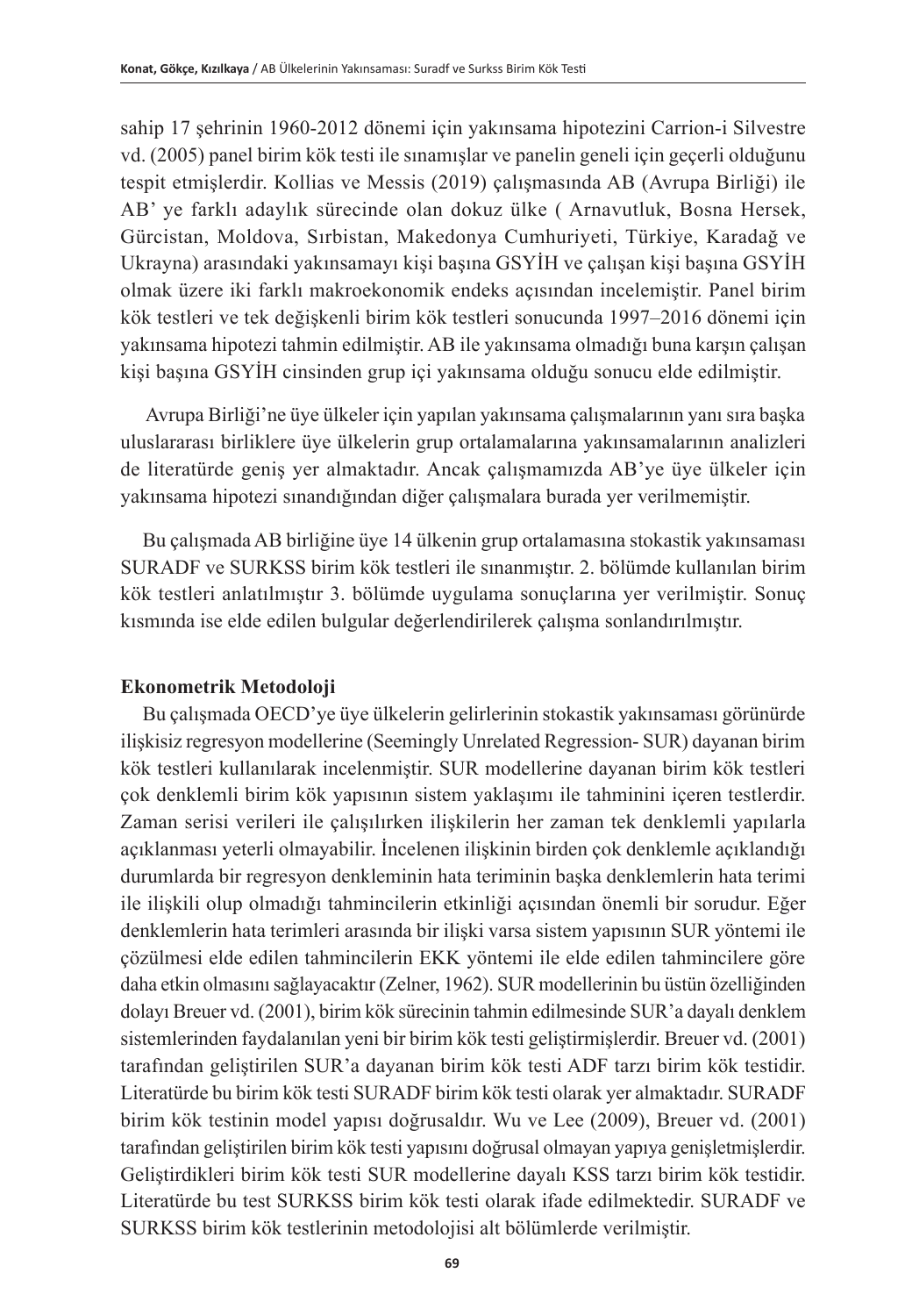sahip 17 şehrinin 1960-2012 dönemi için yakınsama hipotezini Carrion-i Silvestre vd. (2005) panel birim kök testi ile sınamışlar ve panelin geneli için geçerli olduğunu tespit etmişlerdir. Kollias ve Messis (2019) çalışmasında AB (Avrupa Birliği) ile AB' ye farklı adaylık sürecinde olan dokuz ülke ( Arnavutluk, Bosna Hersek, Gürcistan, Moldova, Sırbistan, Makedonya Cumhuriyeti, Türkiye, Karadağ ve Ukrayna) arasındaki yakınsamayı kişi başına GSYİH ve çalışan kişi başına GSYİH olmak üzere iki farklı makroekonomik endeks açısından incelemiştir. Panel birim kök testleri ve tek değişkenli birim kök testleri sonucunda 1997–2016 dönemi için yakınsama hipotezi tahmin edilmiştir. AB ile yakınsama olmadığı buna karşın çalışan kişi başına GSYİH cinsinden grup içi yakınsama olduğu sonucu elde edilmiştir.

Avrupa Birliği'ne üye ülkeler için yapılan yakınsama çalışmalarının yanı sıra başka uluslararası birliklere üye ülkelerin grup ortalamalarına yakınsamalarının analizleri de literatürde geniş yer almaktadır. Ancak çalışmamızda AB'ye üye ülkeler için yakınsama hipotezi sınandığından diğer çalışmalara burada yer verilmemiştir.

Bu çalışmada AB birliğine üye 14 ülkenin grup ortalamasına stokastik yakınsaması SURADF ve SURKSS birim kök testleri ile sınanmıştır. 2. bölümde kullanılan birim kök testleri anlatılmıştır 3. bölümde uygulama sonuçlarına yer verilmiştir. Sonuç kısmında ise elde edilen bulgular değerlendirilerek çalışma sonlandırılmıştır.

## Ekonometrik Metodoloji

Bu çalışmada OECD'ye üye ülkelerin gelirlerinin stokastik yakınsaması görünürde ilişkisiz regresyon modellerine (Seemingly Unrelated Regression- SUR) dayanan birim kök testleri kullanılarak incelenmiştir. SUR modellerine dayanan birim kök testleri çok denklemli birim kök yapısının sistem yaklaşımı ile tahminini içeren testlerdir. Zaman serisi verileri ile çalışılırken ilişkilerin her zaman tek denklemli yapılarla açıklanması yeterli olmayabilir. İncelenen ilişkinin birden çok denklemle açıklandığı durumlarda bir regresyon denkleminin hata teriminin başka denklemlerin hata terimi ile ilişkili olup olmadığı tahmincilerin etkinliği açısından önemli bir sorudur. Eğer denklemlerin hata terimleri arasında bir ilişki varsa sistem yapısının SUR yöntemi ile çözülmesi elde edilen tahmincilerin EKK yöntemi ile elde edilen tahmincilere göre daha etkin olmasını sağlayacaktır (Zelner, 1962). SUR modellerinin bu üstün özelliğinden dolayı Breuer vd. (2001), birim kök sürecinin tahmin edilmesinde SUR'a dayalı denklem sistemlerinden faydalanılan yeni bir birim kök testi geliştirmişlerdir. Breuer vd. (2001) tarafından geliştirilen SUR'a dayanan birim kök testi ADF tarzı birim kök testidir. Literatürde bu birim kök testi SURADF birim kök testi olarak yer almaktadır. SURADF birim kök testinin model yapısı doğrusaldır. Wu ve Lee (2009), Breuer vd. (2001) tarafından geliştirilen birim kök testi yapısını doğrusal olmayan yapıya genişletmişlerdir. Geliştirdikleri birim kök testi SUR modellerine dayalı KSS tarzı birim kök testidir. Literatürde bu test SURKSS birim kök testi olarak ifade edilmektedir. SURADF ve SURKSS birim kök testlerinin metodolojisi alt bölümlerde verilmiştir.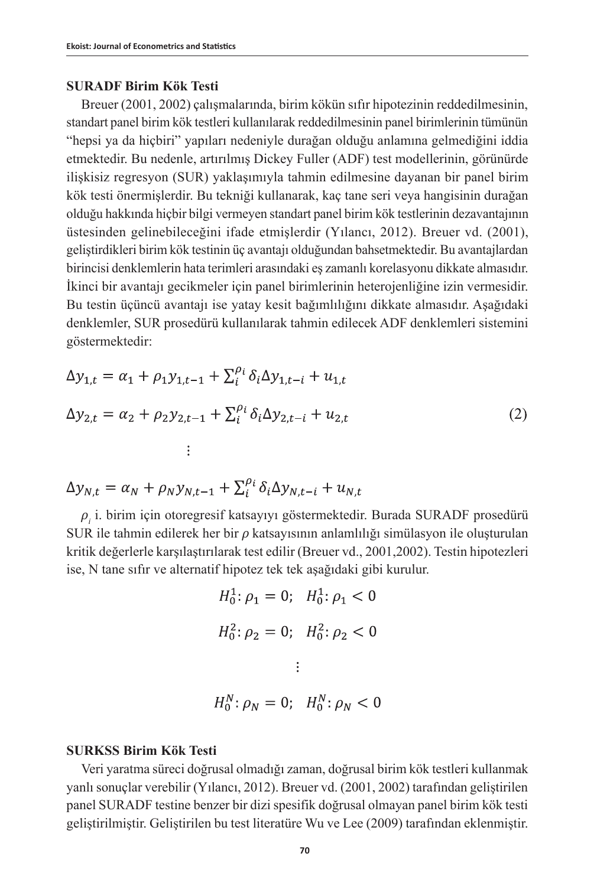### SURADF Birim Kök Testi

Breuer (2001, 2002) çalışmalarında, birim kökün sıfır hipotezinin reddedilmesinin, standart panel birim kök testleri kullanılarak reddedilmesinin panel birimlerinin tümünün "hepsi ya da hiçbiri" yapıları nedeniyle durağan olduğu anlamına gelmediğini iddia etmektedir. Bu nedenle, artırılmış Dickey Fuller (ADF) test modellerinin, görünürde ilişkisiz regresyon (SUR) yaklaşımıyla tahmin edilmesine dayanan bir panel birim kök testi önermişlerdir. Bu tekniği kullanarak, kaç tane seri veya hangisinin durağan olduğu hakkında hiçbir bilgi vermeyen standart panel birim kök testlerinin dezavantajının üstesinden gelinebileceğini ifade etmişlerdir (Yılancı, 2012). Breuer vd. (2001), geliştirdikleri birim kök testinin üç avantajı olduğundan bahsetmektedir. Bu avantajlardan birincisi denklemlerin hata terimleri arasındaki eş zamanlı korelasyonu dikkate almasıdır. İkinci bir avantajı gecikmeler için panel birimlerinin heterojenliğine izin vermesidir. Bu testin üçüncü avantajı ise yatay kesit bağımlılığını dikkate almasıdır. Aşağıdaki denklemler, SUR prosedürü kullanılarak tahmin edilecek ADF denklemleri sistemini göstermektedir:

$$
\begin{aligned}
\Delta y_{1,t} &= \alpha_1 + \rho_1 y_{1,t-1} + \sum_i^{\rho_i} \delta_i \Delta y_{1,t-i} + u_{1,t} \\
\Delta y_{2,t} &= \alpha_2 + \rho_2 y_{2,t-1} + \sum_i^{\rho_i} \delta_i \Delta y_{2,t-i} + u_{2,t} \\
&\vdots \\
\Delta y_{N,t} &= \alpha_N + \rho_N y_{N,t-1} + \sum_i^{\rho_i} \delta_i \Delta y_{N,t-i} + u_{N,t}
\end{aligned}
\tag{2}
$$

$\rho_i$ i. birim için otoregresif katsayıyı göstermektedir. Burada SURADF prosedürü SUR ile tahmin edilerek her bir $\rho$ katsayısının anlamlılığı simülasyon ile oluşturulan kritik değerlerle karşılaştırılarak test edilir (Breuer vd., 2001,2002). Testin hipotezleri ise, N tane sıfır ve alternatif hipotez tek tek aşağıdaki gibi kurulur.

$$
\begin{aligned}
H_0^1&: \rho_1 = 0; \quad H_0^1: \rho_1 < 0 \\
H_0^2&: \rho_2 = 0; \quad H_0^2: \rho_2 < 0 \\
&\vdots \\
H_0^N&: \rho_N = 0; \quad H_0^N: \rho_N < 0
\end{aligned}
$$

### SURKSS Birim Kök Testi

Veri yaratma süreci doğrusal olmadığı zaman, doğrusal birim kök testleri kullanmak yanlı sonuçlar verebilir (Yılancı, 2012). Breuer vd. (2001, 2002) tarafından geliştirilen panel SURADF testine benzer bir dizi spesifik doğrusal olmayan panel birim kök testi geliştirilmiştir. Geliştirilen bu test literatüre Wu ve Lee (2009) tarafından eklenmiştir.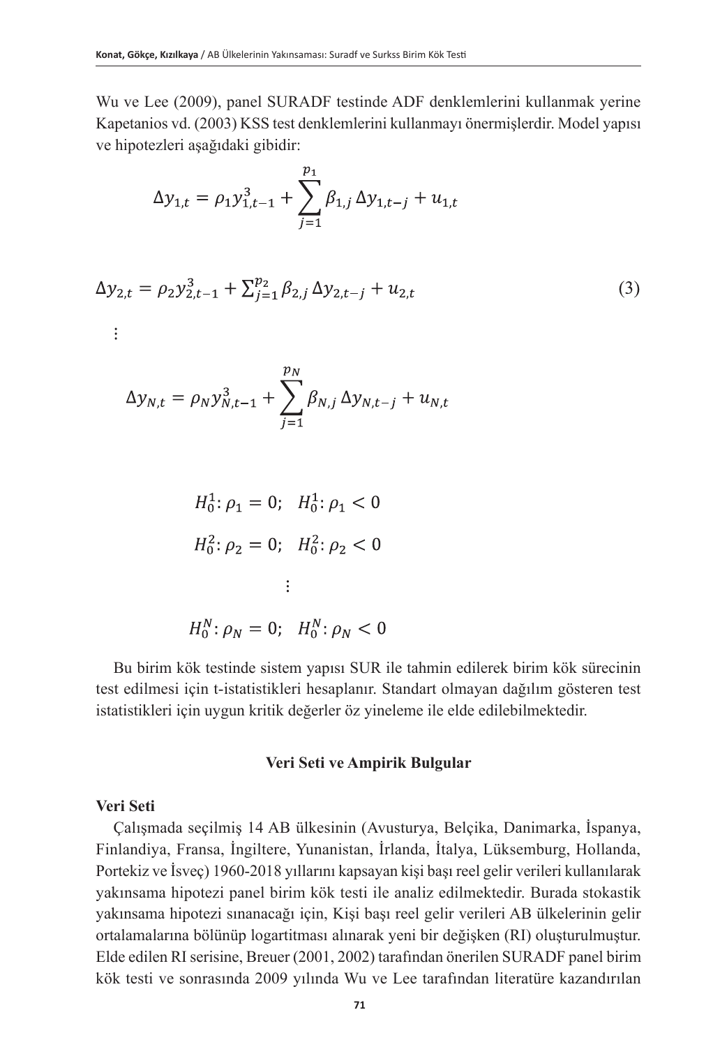Wu ve Lee (2009), panel SURADF testinde ADF denklemlerini kullanmak yerine Kapetanios vd. (2003) KSS test denklemlerini kullanmayı önermişlerdir. Model yapısı ve hipotezleri aşağıdaki gibidir:

$$\Delta y_{1,t} = \rho_1 y_{1,t-1}^3 + \sum_{j=1}^{p_1} \beta_{1,j} \Delta y_{1,t-j} + u_{1,t}$$

$$\Delta y_{2,t} = \rho_2 y_{2,t-1}^3 + \sum_{j=1}^{p_2} \beta_{2,j} \Delta y_{2,t-j} + u_{2,t} \tag{3}$$

$$\vdots$$

$$\Delta y_{N,t} = \rho_N y_{N,t-1}^3 + \sum_{j=1}^{p_N} \beta_{N,j} \Delta y_{N,t-j} + u_{N,t}$$

$$H_0^1: \rho_1 = 0; \quad H_0^1: \rho_1 < 0$$

$$H_0^2: \rho_2 = 0; \quad H_0^2: \rho_2 < 0$$

$$\vdots$$

$$H_0^N: \rho_N = 0; \quad H_0^N: \rho_N < 0$$

Bu birim kök testinde sistem yapısı SUR ile tahmin edilerek birim kök sürecinin test edilmesi için t-istatistikleri hesaplanır. Standart olmayan dağılım gösteren test istatistikleri için uygun kritik değerler öz yineleme ile elde edilebilmektedir.

## Veri Seti ve Ampirik Bulgular

### Veri Seti

Çalışmada seçilmiş 14 AB ülkesinin (Avusturya, Belçika, Danimarka, İspanya, Finlandiya, Fransa, İngiltere, Yunanistan, İrlanda, İtalya, Lüksemburg, Hollanda, Portekiz ve İsveç) 1960-2018 yıllarını kapsayan kişi başı reel gelir verileri kullanılarak yakınsama hipotezi panel birim kök testi ile analiz edilmektedir. Burada stokastik yakınsama hipotezi sınanacağı için, Kişi başı reel gelir verileri AB ülkelerinin gelir ortalamalarına bölünüp logartitması alınarak yeni bir değişken (RI) oluşturulmuştur. Elde edilen RI serisine, Breuer (2001, 2002) tarafından önerilen SURADF panel birim kök testi ve sonrasında 2009 yılında Wu ve Lee tarafından literatüre kazandırılan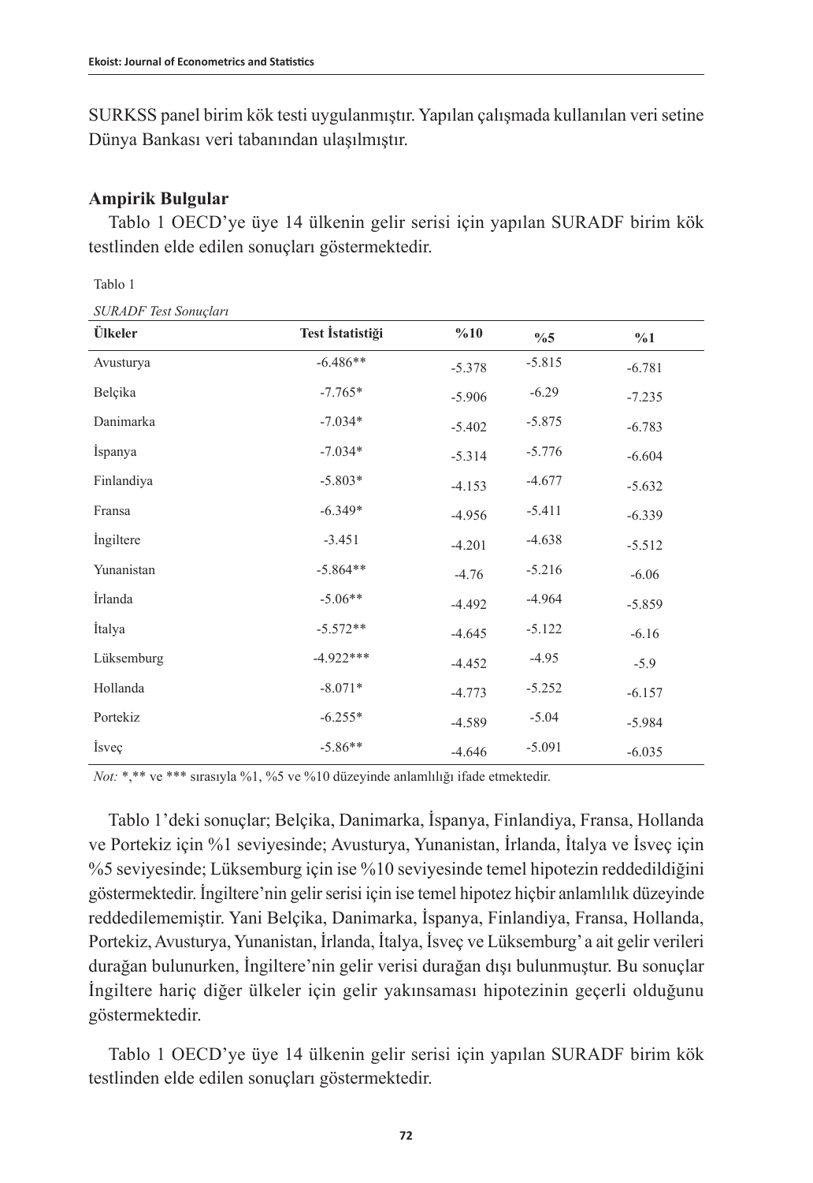SURKSS panel birim kök testi uygulanmıştır. Yapılan çalışmada kullanılan veri setine Dünya Bankası veri tabanından ulaşılmıştır.

## Ampirik Bulgular

Tablo 1 OECD'ye üye 14 ülkenin gelir serisi için yapılan SURADF birim kök testlinden elde edilen sonuçları göstermektedir.

Tablo 1

*SURADF Test Sonuçları*

| Ülkeler | Test İstatistiği | %10 | %5 | %1 |
|---|---|---|---|---|
| Avusturya | -6.486** | -5.378 | -5.815 | -6.781 |
| Belçika | -7.765* | -5.906 | -6.29 | -7.235 |
| Danimarka | -7.034* | -5.402 | -5.875 | -6.783 |
| İspanya | -7.034* | -5.314 | -5.776 | -6.604 |
| Finlandiya | -5.803* | -4.153 | -4.677 | -5.632 |
| Fransa | -6.349* | -4.956 | -5.411 | -6.339 |
| İngiltere | -3.451 | -4.201 | -4.638 | -5.512 |
| Yunanistan | -5.864** | -4.76 | -5.216 | -6.06 |
| İrlanda | -5.06** | -4.492 | -4.964 | -5.859 |
| İtalya | -5.572** | -4.645 | -5.122 | -6.16 |
| Lüksemburg | -4.922*** | -4.452 | -4.95 | -5.9 |
| Hollanda | -8.071* | -4.773 | -5.252 | -6.157 |
| Portekiz | -6.255* | -4.589 | -5.04 | -5.984 |
| İsveç | -5.86** | -4.646 | -5.091 | -6.035 |

*Not:* *,** ve *** sırasıyla %1, %5 ve %10 düzeyinde anlamlılığı ifade etmektedir.

Tablo 1'deki sonuçlar; Belçika, Danimarka, İspanya, Finlandiya, Fransa, Hollanda ve Portekiz için %1 seviyesinde; Avusturya, Yunanistan, İrlanda, İtalya ve İsveç için %5 seviyesinde; Lüksemburg için ise %10 seviyesinde temel hipotezin reddedildiğini göstermektedir. İngiltere'nin gelir serisi için ise temel hipotez hiçbir anlamlılık düzeyinde reddedilememiştir. Yani Belçika, Danimarka, İspanya, Finlandiya, Fransa, Hollanda, Portekiz, Avusturya, Yunanistan, İrlanda, İtalya, İsveç ve Lüksemburg' a ait gelir verileri durağan bulunurken, İngiltere'nin gelir verisi durağan dışı bulunmuştur. Bu sonuçlar İngiltere hariç diğer ülkeler için gelir yakınsaması hipotezinin geçerli olduğunu göstermektedir.

Tablo 1 OECD'ye üye 14 ülkenin gelir serisi için yapılan SURADF birim kök testlinden elde edilen sonuçları göstermektedir.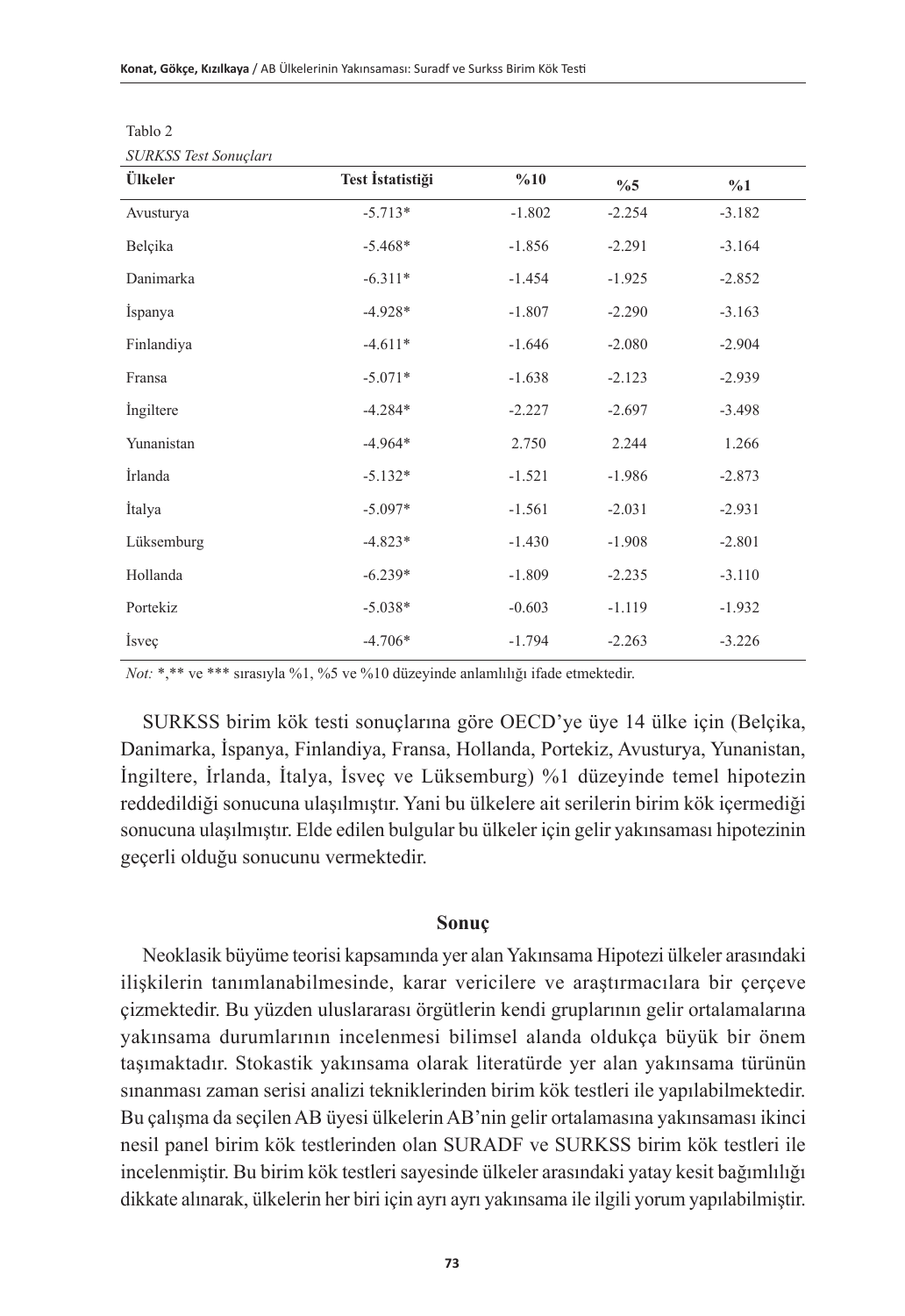Tablo 2

*SURKSS Test Sonuçları*

| Ülkeler | Test İstatistiği | %10 | %5 | %1 |
|---|---|---|---|---|
| Avusturya | -5.713* | -1.802 | -2.254 | -3.182 |
| Belçika | -5.468* | -1.856 | -2.291 | -3.164 |
| Danimarka | -6.311* | -1.454 | -1.925 | -2.852 |
| İspanya | -4.928* | -1.807 | -2.290 | -3.163 |
| Finlandiya | -4.611* | -1.646 | -2.080 | -2.904 |
| Fransa | -5.071* | -1.638 | -2.123 | -2.939 |
| İngiltere | -4.284* | -2.227 | -2.697 | -3.498 |
| Yunanistan | -4.964* | 2.750 | 2.244 | 1.266 |
| İrlanda | -5.132* | -1.521 | -1.986 | -2.873 |
| İtalya | -5.097* | -1.561 | -2.031 | -2.931 |
| Lüksemburg | -4.823* | -1.430 | -1.908 | -2.801 |
| Hollanda | -6.239* | -1.809 | -2.235 | -3.110 |
| Portekiz | -5.038* | -0.603 | -1.119 | -1.932 |
| İsveç | -4.706* | -1.794 | -2.263 | -3.226 |

*Not:* *,** ve *** sırasıyla %1, %5 ve %10 düzeyinde anlamlılığı ifade etmektedir.

SURKSS birim kök testi sonuçlarına göre OECD'ye üye 14 ülke için (Belçika, Danimarka, İspanya, Finlandiya, Fransa, Hollanda, Portekiz, Avusturya, Yunanistan, İngiltere, İrlanda, İtalya, İsveç ve Lüksemburg) %1 düzeyinde temel hipotezin reddedildiği sonucuna ulaşılmıştır. Yani bu ülkelere ait serilerin birim kök içermediği sonucuna ulaşılmıştır. Elde edilen bulgular bu ülkeler için gelir yakınsaması hipotezinin geçerli olduğu sonucunu vermektedir.

## Sonuç

Neoklasik büyüme teorisi kapsamında yer alan Yakınsama Hipotezi ülkeler arasındaki ilişkilerin tanımlanabilmesinde, karar vericilere ve araştırmacılara bir çerçeve çizmektedir. Bu yüzden uluslararası örgütlerin kendi gruplarının gelir ortalamalarına yakınsama durumlarının incelenmesi bilimsel alanda oldukça büyük bir önem taşımaktadır. Stokastik yakınsama olarak literatürde yer alan yakınsama türünün sınanması zaman serisi analizi tekniklerinden birim kök testleri ile yapılabilmektedir. Bu çalışma da seçilen AB üyesi ülkelerin AB'nin gelir ortalamasına yakınsaması ikinci nesil panel birim kök testlerinden olan SURADF ve SURKSS birim kök testleri ile incelenmiştir. Bu birim kök testleri sayesinde ülkeler arasındaki yatay kesit bağımlılığı dikkate alınarak, ülkelerin her biri için ayrı ayrı yakınsama ile ilgili yorum yapılabilmiştir.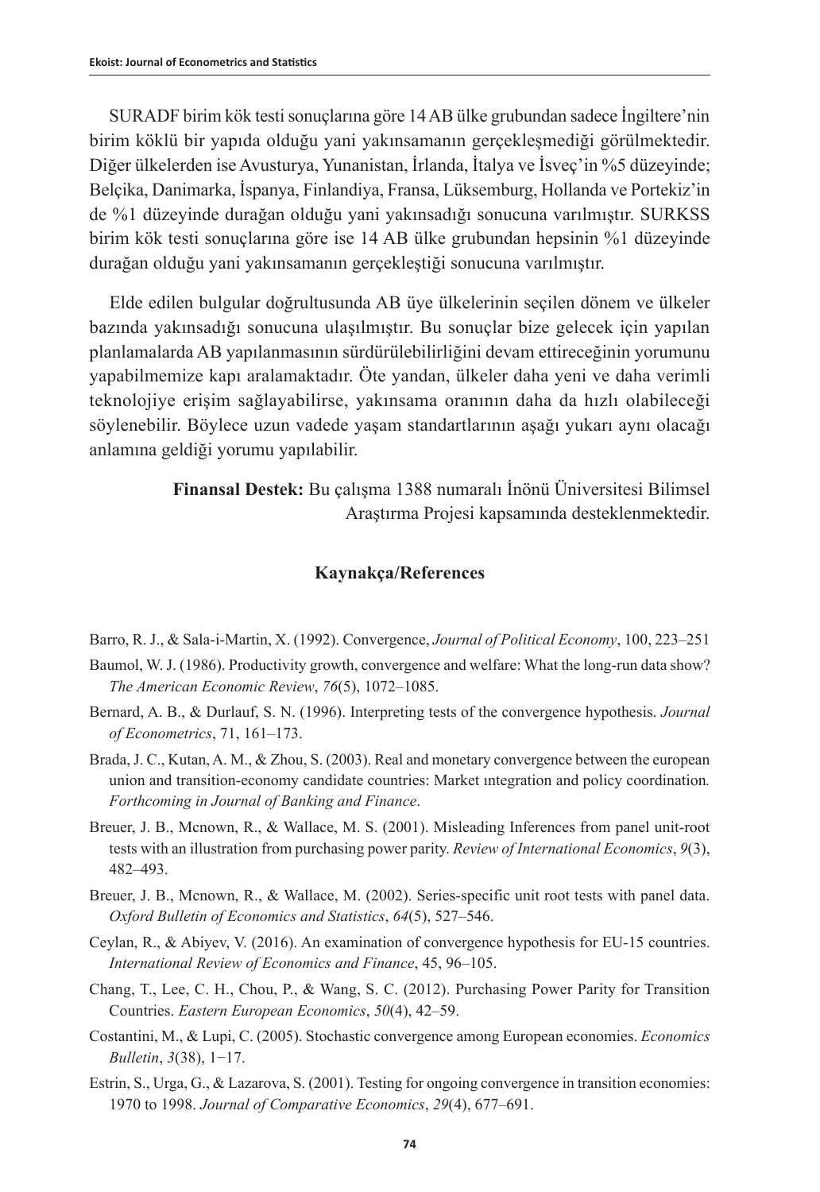SURADF birim kök testi sonuçlarına göre 14 AB ülke grubundan sadece İngiltere'nin birim köklü bir yapıda olduğu yani yakınsamanın gerçekleşmediği görülmektedir. Diğer ülkelerden ise Avusturya, Yunanistan, İrlanda, İtalya ve İsveç'in %5 düzeyinde; Belçika, Danimarka, İspanya, Finlandiya, Fransa, Lüksemburg, Hollanda ve Portekiz'in de %1 düzeyinde durağan olduğu yani yakınsadığı sonucuna varılmıştır. SURKSS birim kök testi sonuçlarına göre ise 14 AB ülke grubundan hepsinin %1 düzeyinde durağan olduğu yani yakınsamanın gerçekleştiği sonucuna varılmıştır.

Elde edilen bulgular doğrultusunda AB üye ülkelerinin seçilen dönem ve ülkeler bazında yakınsadığı sonucuna ulaşılmıştır. Bu sonuçlar bize gelecek için yapılan planlamalarda AB yapılanmasının sürdürülebilirliğini devam ettireceğinin yorumunu yapabilmemize kapı aralamaktadır. Öte yandan, ülkeler daha yeni ve daha verimli teknolojiye erişim sağlayabilirse, yakınsama oranının daha da hızlı olabileceği söylenebilir. Böylece uzun vadede yaşam standartlarının aşağı yukarı aynı olacağı anlamına geldiği yorumu yapılabilir.

**Finansal Destek:** Bu çalışma 1388 numaralı İnönü Üniversitesi Bilimsel Araştırma Projesi kapsamında desteklenmektedir.

## Kaynakça/References

Barro, R. J., & Sala-i-Martin, X. (1992). Convergence, *Journal of Political Economy*, 100, 223–251

Baumol, W. J. (1986). Productivity growth, convergence and welfare: What the long-run data show? *The American Economic Review*, *76*(5), 1072–1085.

Bernard, A. B., & Durlauf, S. N. (1996). Interpreting tests of the convergence hypothesis. *Journal of Econometrics*, 71, 161–173.

Brada, J. C., Kutan, A. M., & Zhou, S. (2003). Real and monetary convergence between the european union and transition-economy candidate countries: Market ıntegration and policy coordination*. Forthcoming in Journal of Banking and Finance*.

Breuer, J. B., Mcnown, R., & Wallace, M. S. (2001). Misleading Inferences from panel unit-root tests with an illustration from purchasing power parity. *Review of International Economics*, *9*(3), 482–493.

Breuer, J. B., Mcnown, R., & Wallace, M. (2002). Series-specific unit root tests with panel data. *Oxford Bulletin of Economics and Statistics*, *64*(5), 527–546.

Ceylan, R., & Abiyev, V. (2016). An examination of convergence hypothesis for EU-15 countries. *International Review of Economics and Finance*, 45, 96–105.

Chang, T., Lee, C. H., Chou, P., & Wang, S. C. (2012). Purchasing Power Parity for Transition Countries. *Eastern European Economics*, *50*(4), 42–59.

Costantini, M., & Lupi, C. (2005). Stochastic convergence among European economies. *Economics Bulletin*, *3*(38), 1−17.

Estrin, S., Urga, G., & Lazarova, S. (2001). Testing for ongoing convergence in transition economies: 1970 to 1998. *Journal of Comparative Economics*, *29*(4), 677–691.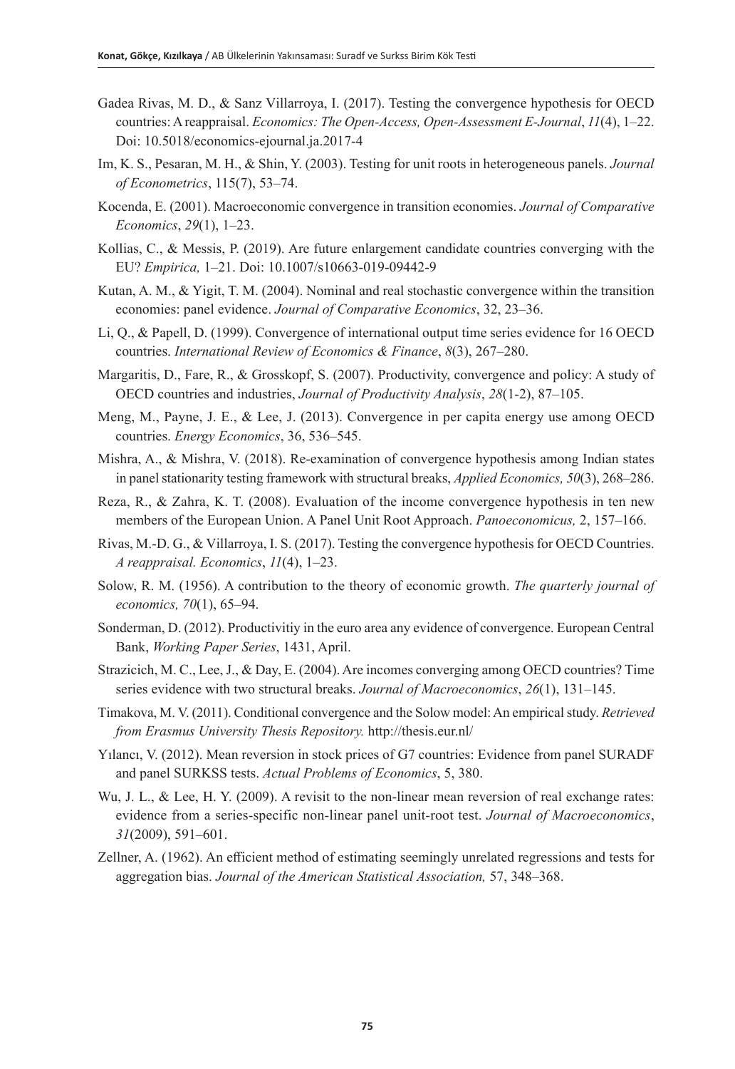Gadea Rivas, M. D., & Sanz Villarroya, I. (2017). Testing the convergence hypothesis for OECD countries: A reappraisal. *Economics: The Open-Access, Open-Assessment E-Journal*, *11*(4), 1–22. Doi: 10.5018/economics-ejournal.ja.2017-4

Im, K. S., Pesaran, M. H., & Shin, Y. (2003). Testing for unit roots in heterogeneous panels. *Journal of Econometrics*, 115(7), 53–74.

Kocenda, E. (2001). Macroeconomic convergence in transition economies. *Journal of Comparative Economics*, *29*(1), 1–23.

Kollias, C., & Messis, P. (2019). Are future enlargement candidate countries converging with the EU? *Empirica,* 1–21. Doi: 10.1007/s10663-019-09442-9

Kutan, A. M., & Yigit, T. M. (2004). Nominal and real stochastic convergence within the transition economies: panel evidence. *Journal of Comparative Economics*, 32, 23–36.

Li, Q., & Papell, D. (1999). Convergence of international output time series evidence for 16 OECD countries. *International Review of Economics & Finance*, *8*(3), 267–280.

Margaritis, D., Fare, R., & Grosskopf, S. (2007). Productivity, convergence and policy: A study of OECD countries and industries, *Journal of Productivity Analysis*, *28*(1-2), 87–105.

Meng, M., Payne, J. E., & Lee, J. (2013). Convergence in per capita energy use among OECD countries. *Energy Economics*, 36, 536–545.

Mishra, A., & Mishra, V. (2018). Re-examination of convergence hypothesis among Indian states in panel stationarity testing framework with structural breaks, *Applied Economics, 50*(3), 268–286.

Reza, R., & Zahra, K. T. (2008). Evaluation of the income convergence hypothesis in ten new members of the European Union. A Panel Unit Root Approach. *Panoeconomicus,* 2, 157–166.

Rivas, M.-D. G., & Villarroya, I. S. (2017). Testing the convergence hypothesis for OECD Countries. *A reappraisal. Economics*, *11*(4), 1–23.

Solow, R. M. (1956). A contribution to the theory of economic growth. *The quarterly journal of economics, 70*(1), 65–94.

Sonderman, D. (2012). Productivitiy in the euro area any evidence of convergence. European Central Bank, *Working Paper Series*, 1431, April.

Strazicich, M. C., Lee, J., & Day, E. (2004). Are incomes converging among OECD countries? Time series evidence with two structural breaks. *Journal of Macroeconomics*, *26*(1), 131–145.

Timakova, M. V. (2011). Conditional convergence and the Solow model: An empirical study. *Retrieved from Erasmus University Thesis Repository.* http://thesis.eur.nl/

Yılancı, V. (2012). Mean reversion in stock prices of G7 countries: Evidence from panel SURADF and panel SURKSS tests. *Actual Problems of Economics*, 5, 380.

Wu, J. L., & Lee, H. Y. (2009). A revisit to the non-linear mean reversion of real exchange rates: evidence from a series-specific non-linear panel unit-root test. *Journal of Macroeconomics*, *31*(2009), 591–601.

Zellner, A. (1962). An efficient method of estimating seemingly unrelated regressions and tests for aggregation bias. *Journal of the American Statistical Association,* 57, 348–368.